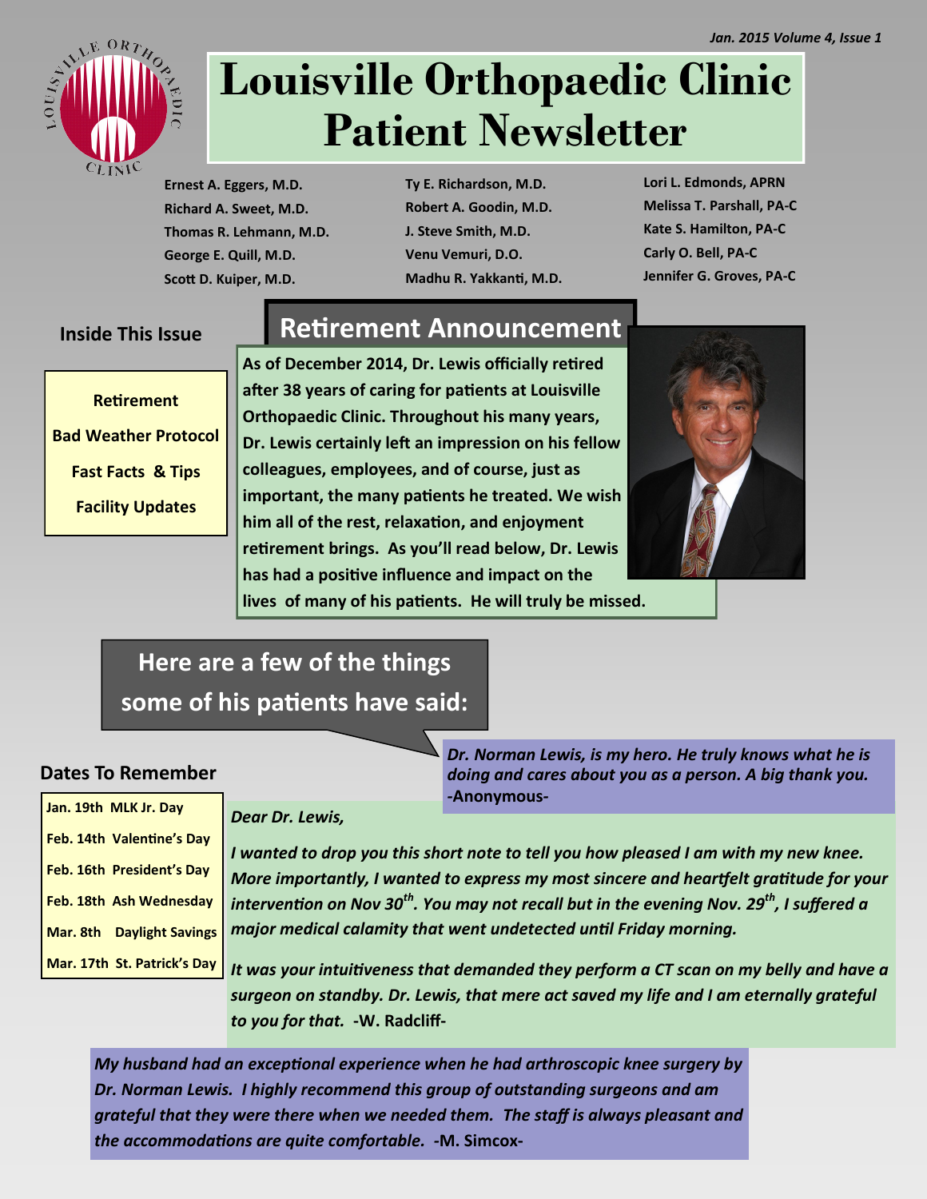Jan. 2015 Volume 4, Issue 1

# Louisville Orthopaedic Clinic Patient Newsletter

**Ernest A. Eggers, M.D.**
**Richard A. Sweet, M.D.**
**Thomas R. Lehmann, M.D.**
**George E. Quill, M.D.**
**Scott D. Kuiper, M.D.**

**Ty E. Richardson, M.D.**
**Robert A. Goodin, M.D.**
**J. Steve Smith, M.D.**
**Venu Vemuri, D.O.**
**Madhu R. Yakkanti, M.D.**

**Lori L. Edmonds, APRN**
**Melissa T. Parshall, PA-C**
**Kate S. Hamilton, PA-C**
**Carly O. Bell, PA-C**
**Jennifer G. Groves, PA-C**

### Inside This Issue

- Retirement
- Bad Weather Protocol
- Fast Facts & Tips
- Facility Updates

## Retirement Announcement

**As of December 2014, Dr. Lewis officially retired after 38 years of caring for patients at Louisville Orthopaedic Clinic. Throughout his many years, Dr. Lewis certainly left an impression on his fellow colleagues, employees, and of course, just as important, the many patients he treated. We wish him all of the rest, relaxation, and enjoyment retirement brings. As you'll read below, Dr. Lewis has had a positive influence and impact on the lives of many of his patients. He will truly be missed.**

### Here are a few of the things some of his patients have said:

***Dr. Norman Lewis, is my hero. He truly knows what he is doing and cares about you as a person. A big thank you.*** **-Anonymous-**

*Dear Dr. Lewis,*

*I wanted to drop you this short note to tell you how pleased I am with my new knee. More importantly, I wanted to express my most sincere and heartfelt gratitude for your intervention on Nov 30th. You may not recall but in the evening Nov. 29th, I suffered a major medical calamity that went undetected until Friday morning.*

*It was your intuitiveness that demanded they perform a CT scan on my belly and have a surgeon on standby. Dr. Lewis, that mere act saved my life and I am eternally grateful to you for that.* **-W. Radcliff-**

*My husband had an exceptional experience when he had arthroscopic knee surgery by Dr. Norman Lewis. I highly recommend this group of outstanding surgeons and am grateful that they were there when we needed them. The staff is always pleasant and the accommodations are quite comfortable.* **-M. Simcox-**

### Dates To Remember

| Date | Event |
|---|---|
| Jan. 19th | MLK Jr. Day |
| Feb. 14th | Valentine's Day |
| Feb. 16th | President's Day |
| Feb. 18th | Ash Wednesday |
| Mar. 8th | Daylight Savings |
| Mar. 17th | St. Patrick's Day |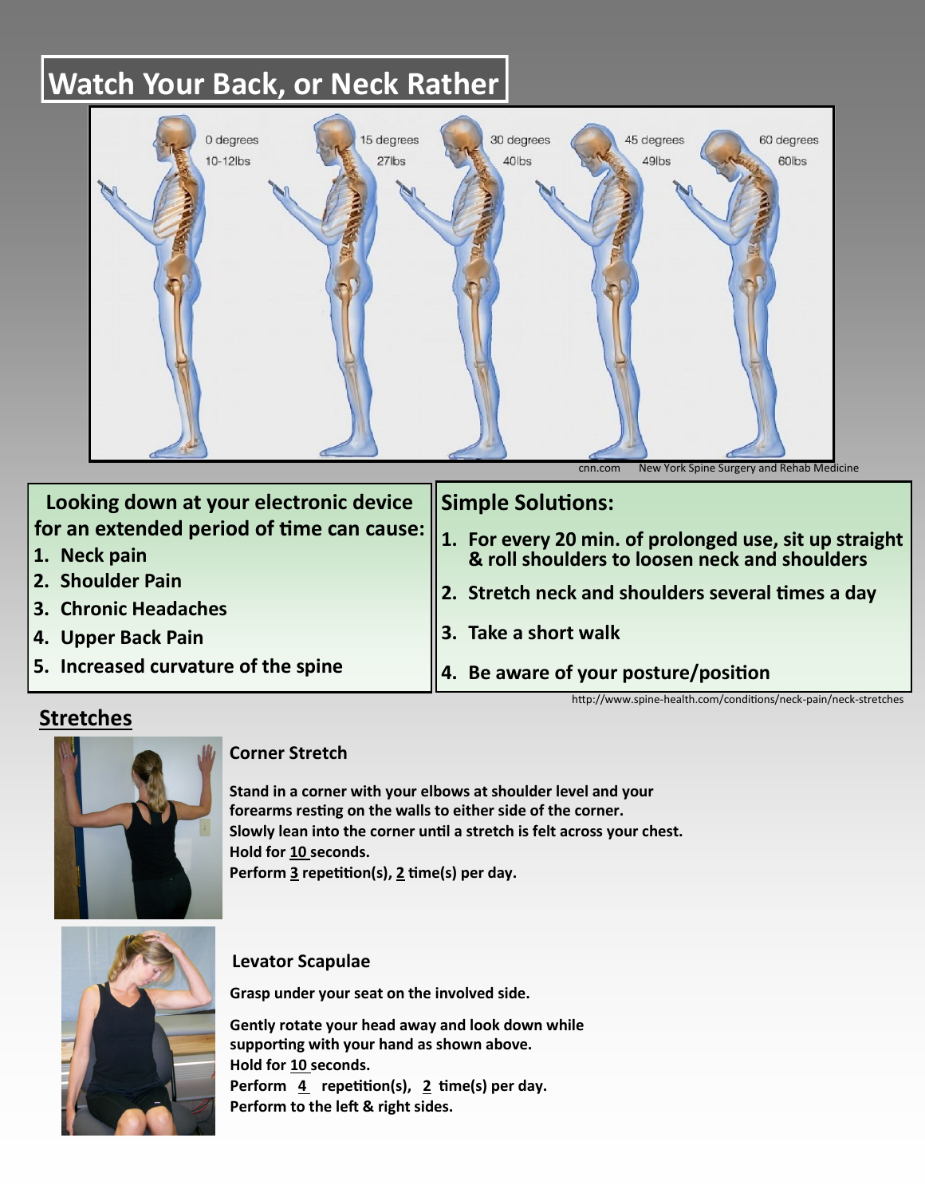# Watch Your Back, or Neck Rather

cnn.com    New York Spine Surgery and Rehab Medicine

**Looking down at your electronic device for an extended period of time can cause:**

1. **Neck pain**
2. **Shoulder Pain**
3. **Chronic Headaches**
4. **Upper Back Pain**
5. **Increased curvature of the spine**

## Simple Solutions:

1. **For every 20 min. of prolonged use, sit up straight & roll shoulders to loosen neck and shoulders**
2. **Stretch neck and shoulders several times a day**
3. **Take a short walk**
4. **Be aware of your posture/position**

http://www.spine-health.com/conditions/neck-pain/neck-stretches

## Stretches

### Corner Stretch

**Stand in a corner with your elbows at shoulder level and your forearms resting on the walls to either side of the corner.**
**Slowly lean into the corner until a stretch is felt across your chest.**
**Hold for 10 seconds.**
**Perform 3 repetition(s), 2 time(s) per day.**

### Levator Scapulae

**Grasp under your seat on the involved side.**

**Gently rotate your head away and look down while supporting with your hand as shown above.**
**Hold for 10 seconds.**
**Perform 4 repetition(s), 2 time(s) per day.**
**Perform to the left & right sides.**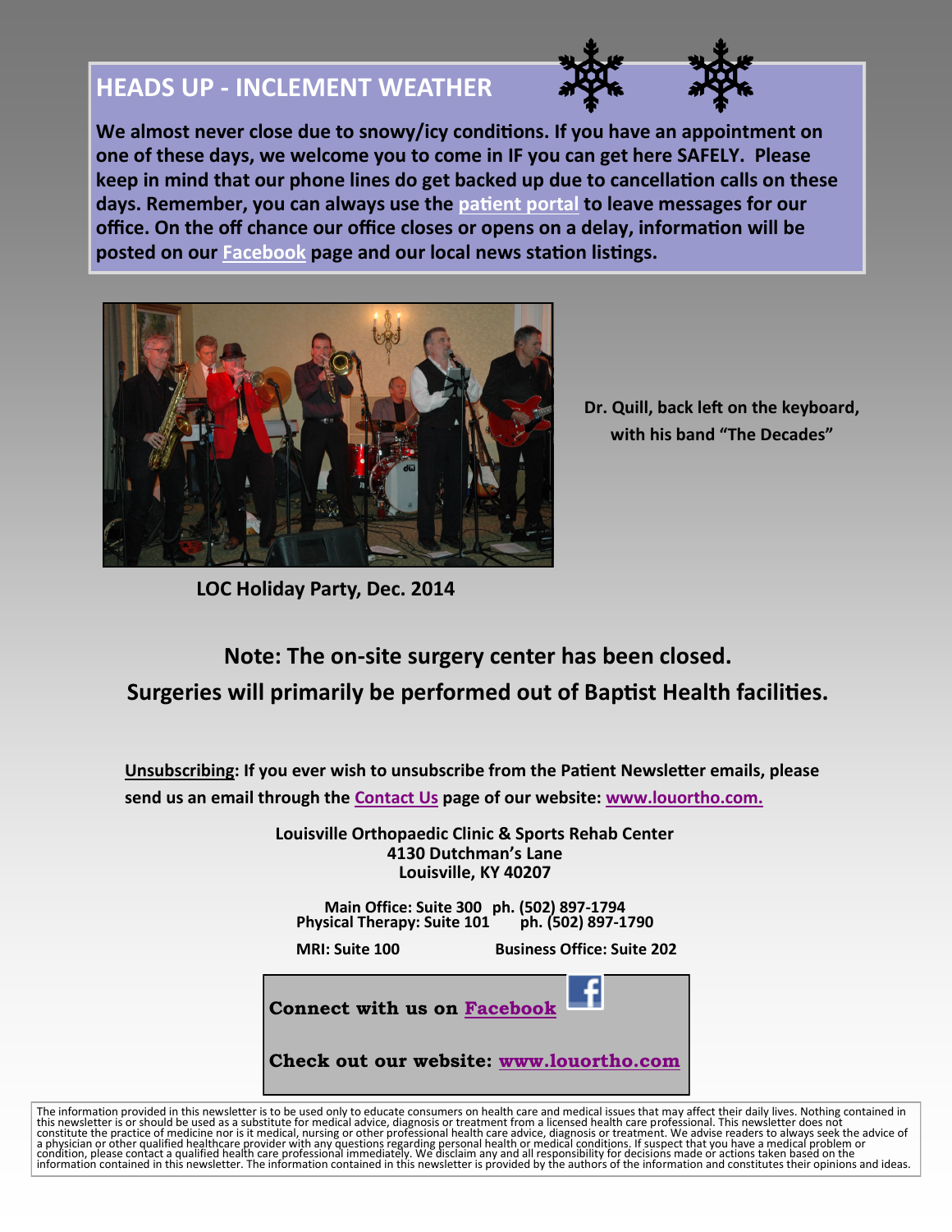## HEADS UP - INCLEMENT WEATHER

**We almost never close due to snowy/icy conditions. If you have an appointment on one of these days, we welcome you to come in IF you can get here SAFELY. Please keep in mind that our phone lines do get backed up due to cancellation calls on these days. Remember, you can always use the patient portal to leave messages for our office. On the off chance our office closes or opens on a delay, information will be posted on our Facebook page and our local news station listings.**

**Dr. Quill, back left on the keyboard, with his band "The Decades"**

**LOC Holiday Party, Dec. 2014**

**Note: The on-site surgery center has been closed.**
**Surgeries will primarily be performed out of Baptist Health facilities.**

**Unsubscribing: If you ever wish to unsubscribe from the Patient Newsletter emails, please send us an email through the Contact Us page of our website: www.louortho.com.**

**Louisville Orthopaedic Clinic & Sports Rehab Center**
**4130 Dutchman's Lane**
**Louisville, KY 40207**

**Main Office: Suite 300 ph. (502) 897-1794**
**Physical Therapy: Suite 101 ph. (502) 897-1790**

**MRI: Suite 100 Business Office: Suite 202**

**Connect with us on Facebook**

**Check out our website: www.louortho.com**

The information provided in this newsletter is to be used only to educate consumers on health care and medical issues that may affect their daily lives. Nothing contained in this newsletter is or should be used as a substitute for medical advice, diagnosis or treatment from a licensed health care professional. This newsletter does not constitute the practice of medicine nor is it medical, nursing or other professional health care advice, diagnosis or treatment. We advise readers to always seek the advice of a physician or other qualified healthcare provider with any questions regarding personal health or medical conditions. If suspect that you have a medical problem or condition, please contact a qualified health care professional immediately. We disclaim any and all responsibility for decisions made or actions taken based on the information contained in this newsletter. The information contained in this newsletter is provided by the authors of the information and constitutes their opinions and ideas.